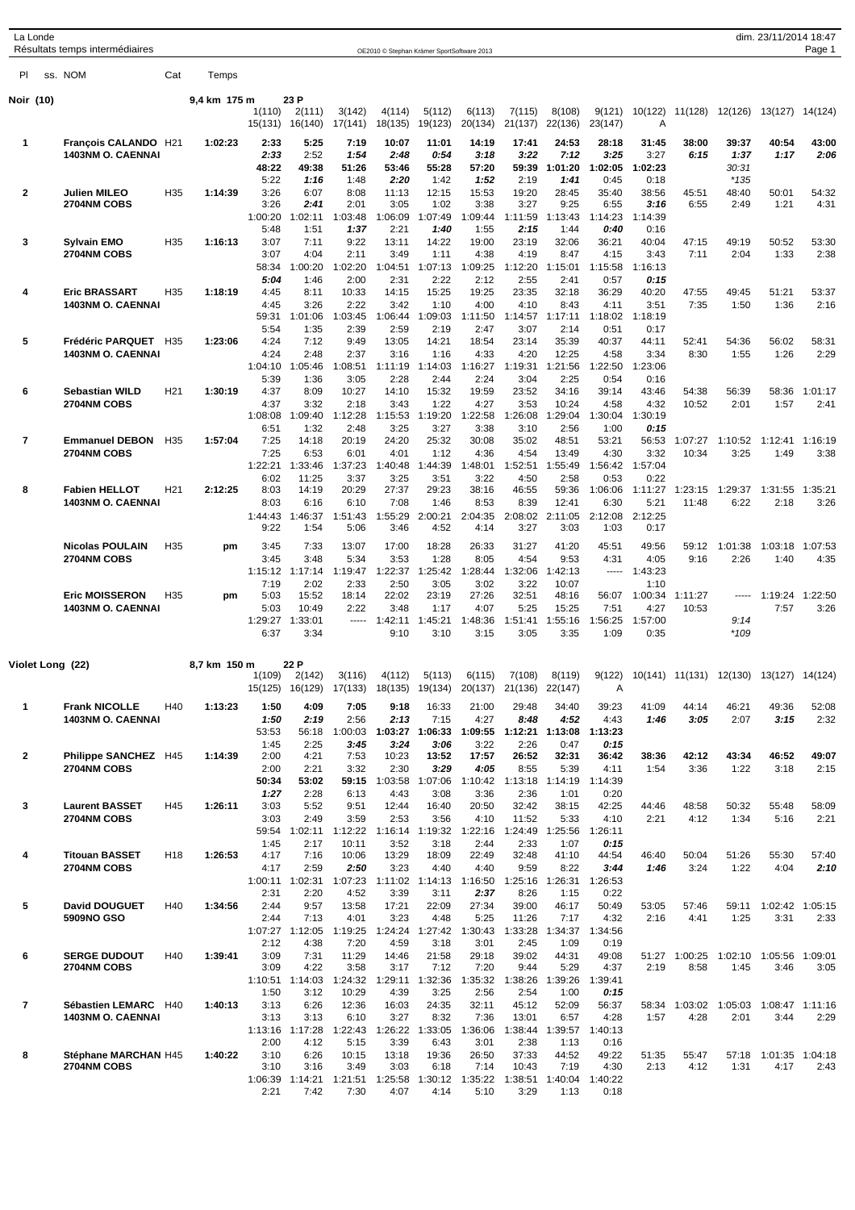## Noir (10) — 9,4 km 175 m — 23 P

| Pl | NOM | Cat | Temps | 1(110) | 2(111) | 3(142) | 4(114) | 5(112) | 6(113) | 7(115) | 8(108) | 9(121) | 10(122) | 11(128) | 12(126) | 13(127) | 14(124) |
|---|---|---|---|---|---|---|---|---|---|---|---|---|---|---|---|---|---|
| | | | | 15(131) | 16(140) | 17(141) | 18(135) | 19(123) | 20(134) | 21(137) | 22(136) | 23(147) | A | | | | |
| 1 | François CALANDO | H21 | 1:02:23 | 2:33 | 5:25 | 7:19 | 10:07 | 11:01 | 14:19 | 17:41 | 24:53 | 28:18 | 31:45 | 38:00 | 39:37 | 40:54 | 43:00 |
| | 1403NM O. CAENNAI | | | 2:33 | 2:52 | 1:54 | 2:48 | 0:54 | 3:18 | 3:22 | 7:12 | 3:25 | 3:27 | 6:15 | 1:37 | 1:17 | 2:06 |
| | | | | 48:22 | 49:38 | 51:26 | 53:46 | 55:28 | 57:20 | 59:39 | 1:01:20 | 1:02:05 | 1:02:23 | | 30:31 | | |
| | | | | 5:22 | 1:16 | 1:48 | 2:20 | 1:42 | 1:52 | 2:19 | 1:41 | 0:45 | 0:18 | | *135 | | |
| 2 | Julien MILEO | H35 | 1:14:39 | 3:26 | 6:07 | 8:08 | 11:13 | 12:15 | 15:53 | 19:20 | 28:45 | 35:40 | 38:56 | 45:51 | 48:40 | 50:01 | 54:32 |
| | 2704NM COBS | | | 3:26 | 2:41 | 2:01 | 3:05 | 1:02 | 3:38 | 3:27 | 9:25 | 6:55 | 3:16 | 6:55 | 2:49 | 1:21 | 4:31 |
| | | | | 1:00:20 | 1:02:11 | 1:03:48 | 1:06:09 | 1:07:49 | 1:09:44 | 1:11:59 | 1:13:43 | 1:14:23 | 1:14:39 | | | | |
| | | | | 5:48 | 1:51 | 1:37 | 2:21 | 1:40 | 1:55 | 2:15 | 1:44 | 0:40 | 0:16 | | | | |
| 3 | Sylvain EMO | H35 | 1:16:13 | 3:07 | 7:11 | 9:22 | 13:11 | 14:22 | 19:00 | 23:19 | 32:06 | 36:21 | 40:04 | 47:15 | 49:19 | 50:52 | 53:30 |
| | 2704NM COBS | | | 3:07 | 4:04 | 2:11 | 3:49 | 1:11 | 4:38 | 4:19 | 8:47 | 4:15 | 3:43 | 7:11 | 2:04 | 1:33 | 2:38 |
| | | | | 58:34 | 1:00:20 | 1:02:20 | 1:04:51 | 1:07:13 | 1:09:25 | 1:12:20 | 1:15:01 | 1:15:58 | 1:16:13 | | | | |
| | | | | 5:04 | 1:46 | 2:00 | 2:31 | 2:22 | 2:12 | 2:55 | 2:41 | 0:57 | 0:15 | | | | |
| 4 | Eric BRASSART | H35 | 1:18:19 | 4:45 | 8:11 | 10:33 | 14:15 | 15:25 | 19:25 | 23:35 | 32:18 | 36:29 | 40:20 | 47:55 | 49:45 | 51:21 | 53:37 |
| | 1403NM O. CAENNAI | | | 4:45 | 3:26 | 2:22 | 3:42 | 1:10 | 4:00 | 4:10 | 8:43 | 4:11 | 3:51 | 7:35 | 1:50 | 1:36 | 2:16 |
| | | | | 59:31 | 1:01:06 | 1:03:45 | 1:06:44 | 1:09:03 | 1:11:50 | 1:14:57 | 1:17:11 | 1:18:02 | 1:18:19 | | | | |
| | | | | 5:54 | 1:35 | 2:39 | 2:59 | 2:19 | 2:47 | 3:07 | 2:14 | 0:51 | 0:17 | | | | |
| 5 | Frédéric PARQUET | H35 | 1:23:06 | 4:24 | 7:12 | 9:49 | 13:05 | 14:21 | 18:54 | 23:14 | 35:39 | 40:37 | 44:11 | 52:41 | 54:36 | 56:02 | 58:31 |
| | 1403NM O. CAENNAI | | | 4:24 | 2:48 | 2:37 | 3:16 | 1:16 | 4:33 | 4:20 | 12:25 | 4:58 | 3:34 | 8:30 | 1:55 | 1:26 | 2:29 |
| | | | | 1:04:10 | 1:05:46 | 1:08:51 | 1:11:19 | 1:14:03 | 1:16:27 | 1:19:31 | 1:21:56 | 1:22:50 | 1:23:06 | | | | |
| | | | | 5:39 | 1:36 | 3:05 | 2:28 | 2:44 | 2:24 | 3:04 | 2:25 | 0:54 | 0:16 | | | | |
| 6 | Sebastian WILD | H21 | 1:30:19 | 4:37 | 8:09 | 10:27 | 14:10 | 15:32 | 19:59 | 23:52 | 34:16 | 39:14 | 43:46 | 54:38 | 56:39 | 58:36 | 1:01:17 |
| | 2704NM COBS | | | 4:37 | 3:32 | 2:18 | 3:43 | 1:22 | 4:27 | 3:53 | 10:24 | 4:58 | 4:32 | 10:52 | 2:01 | 1:57 | 2:41 |
| | | | | 1:08:08 | 1:09:40 | 1:12:28 | 1:15:53 | 1:19:20 | 1:22:58 | 1:26:08 | 1:29:04 | 1:30:04 | 1:30:19 | | | | |
| | | | | 6:51 | 1:32 | 2:48 | 3:25 | 3:27 | 3:38 | 3:10 | 2:56 | 1:00 | 0:15 | | | | |
| 7 | Emmanuel DEBON | H35 | 1:57:04 | 7:25 | 14:18 | 20:19 | 24:20 | 25:32 | 30:08 | 35:02 | 48:51 | 53:21 | 56:53 | 1:07:27 | 1:10:52 | 1:12:41 | 1:16:19 |
| | 2704NM COBS | | | 7:25 | 6:53 | 6:01 | 4:01 | 1:12 | 4:36 | 4:54 | 13:49 | 4:30 | 3:32 | 10:34 | 3:25 | 1:49 | 3:38 |
| | | | | 1:22:21 | 1:33:46 | 1:37:23 | 1:40:48 | 1:44:39 | 1:48:01 | 1:52:51 | 1:55:49 | 1:56:42 | 1:57:04 | | | | |
| | | | | 6:02 | 11:25 | 3:37 | 3:25 | 3:51 | 3:22 | 4:50 | 2:58 | 0:53 | 0:22 | | | | |
| 8 | Fabien HELLOT | H21 | 2:12:25 | 8:03 | 14:19 | 20:29 | 27:37 | 29:23 | 38:16 | 46:55 | 59:36 | 1:06:06 | 1:11:27 | 1:23:15 | 1:29:37 | 1:31:55 | 1:35:21 |
| | 1403NM O. CAENNAI | | | 8:03 | 6:16 | 6:10 | 7:08 | 1:46 | 8:53 | 8:39 | 12:41 | 6:30 | 5:21 | 11:48 | 6:22 | 2:18 | 3:26 |
| | | | | 1:44:43 | 1:46:37 | 1:51:43 | 1:55:29 | 2:00:21 | 2:04:35 | 2:08:02 | 2:11:05 | 2:12:08 | 2:12:25 | | | | |
| | | | | 9:22 | 1:54 | 5:06 | 3:46 | 4:52 | 4:14 | 3:27 | 3:03 | 1:03 | 0:17 | | | | |
| | Nicolas POULAIN | H35 | pm | 3:45 | 7:33 | 13:07 | 17:00 | 18:28 | 26:33 | 31:27 | 41:20 | 45:51 | 49:56 | 59:12 | 1:01:38 | 1:03:18 | 1:07:53 |
| | 2704NM COBS | | | 3:45 | 3:48 | 5:34 | 3:53 | 1:28 | 8:05 | 4:54 | 9:53 | 4:31 | 4:05 | 9:16 | 2:26 | 1:40 | 4:35 |
| | | | | 1:15:12 | 1:17:14 | 1:19:47 | 1:22:37 | 1:25:42 | 1:28:44 | 1:32:06 | 1:42:13 | ----- | 1:43:23 | | | | |
| | | | | 7:19 | 2:02 | 2:33 | 2:50 | 3:05 | 3:02 | 3:22 | 10:07 | | 1:10 | | | | |
| | Eric MOISSERON | H35 | pm | 5:03 | 15:52 | 18:14 | 22:02 | 23:19 | 27:26 | 32:51 | 48:16 | 56:07 | 1:00:34 | 1:11:27 | ----- | 1:19:24 | 1:22:50 |
| | 1403NM O. CAENNAI | | | 5:03 | 10:49 | 2:22 | 3:48 | 1:17 | 4:07 | 5:25 | 15:25 | 7:51 | 4:27 | 10:53 | | 7:57 | 3:26 |
| | | | | 1:29:27 | 1:33:01 | ----- | 1:42:11 | 1:45:21 | 1:48:36 | 1:51:41 | 1:55:16 | 1:56:25 | 1:57:00 | | 9:14 | | |
| | | | | 6:37 | 3:34 | | 9:10 | 3:10 | 3:15 | 3:05 | 3:35 | 1:09 | 0:35 | | *109 | | |

## Violet Long (22) — 8,7 km 150 m — 22 P

| Pl | NOM | Cat | Temps | 1(109) | 2(142) | 3(116) | 4(112) | 5(113) | 6(115) | 7(108) | 8(119) | 9(122) | 10(141) | 11(131) | 12(130) | 13(127) | 14(124) |
|---|---|---|---|---|---|---|---|---|---|---|---|---|---|---|---|---|---|
| | | | | 15(125) | 16(129) | 17(133) | 18(135) | 19(134) | 20(137) | 21(136) | 22(147) | A | | | | | |
| 1 | Frank NICOLLE | H40 | 1:13:23 | 1:50 | 4:09 | 7:05 | 9:18 | 16:33 | 21:00 | 29:48 | 34:40 | 39:23 | 41:09 | 44:14 | 46:21 | 49:36 | 52:08 |
| | 1403NM O. CAENNAI | | | 1:50 | 2:19 | 2:56 | 2:13 | 7:15 | 4:27 | 8:48 | 4:52 | 4:43 | 1:46 | 3:05 | 2:07 | 3:15 | 2:32 |
| | | | | 53:53 | 56:18 | 1:00:03 | 1:03:27 | 1:06:33 | 1:09:55 | 1:12:21 | 1:13:08 | 1:13:23 | | | | | |
| | | | | 1:45 | 2:25 | 3:45 | 3:24 | 3:06 | 3:22 | 2:26 | 0:47 | 0:15 | | | | | |
| 2 | Philippe SANCHEZ | H45 | 1:14:39 | 2:00 | 4:21 | 7:53 | 10:23 | 13:52 | 17:57 | 26:52 | 32:31 | 36:42 | 38:36 | 42:12 | 43:34 | 46:52 | 49:07 |
| | 2704NM COBS | | | 2:00 | 2:21 | 3:32 | 2:30 | 3:29 | 4:05 | 8:55 | 5:39 | 4:11 | 1:54 | 3:36 | 1:22 | 3:18 | 2:15 |
| | | | | 50:34 | 53:02 | 59:15 | 1:03:58 | 1:07:06 | 1:10:42 | 1:13:18 | 1:14:19 | 1:14:39 | | | | | |
| | | | | 1:27 | 2:28 | 6:13 | 4:43 | 3:08 | 3:36 | 2:36 | 1:01 | 0:20 | | | | | |
| 3 | Laurent BASSET | H45 | 1:26:11 | 3:03 | 5:52 | 9:51 | 12:44 | 16:40 | 20:50 | 32:42 | 38:15 | 42:25 | 44:46 | 48:58 | 50:32 | 55:48 | 58:09 |
| | 2704NM COBS | | | 3:03 | 2:49 | 3:59 | 2:53 | 3:56 | 4:10 | 11:52 | 5:33 | 4:10 | 2:21 | 4:12 | 1:34 | 5:16 | 2:21 |
| | | | | 59:54 | 1:02:11 | 1:12:22 | 1:16:14 | 1:19:32 | 1:22:16 | 1:24:49 | 1:25:56 | 1:26:11 | | | | | |
| | | | | 1:45 | 2:17 | 10:11 | 3:52 | 3:18 | 2:44 | 2:33 | 1:07 | 0:15 | | | | | |
| 4 | Titouan BASSET | H18 | 1:26:53 | 4:17 | 7:16 | 10:06 | 13:29 | 18:09 | 22:49 | 32:48 | 41:10 | 44:54 | 46:40 | 50:04 | 51:26 | 55:30 | 57:40 |
| | 2704NM COBS | | | 4:17 | 2:59 | 2:50 | 3:23 | 4:40 | 4:40 | 9:59 | 8:22 | 3:44 | 1:46 | 3:24 | 1:22 | 4:04 | 2:10 |
| | | | | 1:00:11 | 1:02:31 | 1:07:23 | 1:11:02 | 1:14:13 | 1:16:50 | 1:25:16 | 1:26:31 | 1:26:53 | | | | | |
| | | | | 2:31 | 2:20 | 4:52 | 3:39 | 3:11 | 2:37 | 8:26 | 1:15 | 0:22 | | | | | |
| 5 | David DOUGUET | H40 | 1:34:56 | 2:44 | 9:57 | 13:58 | 17:21 | 22:09 | 27:34 | 39:00 | 46:17 | 50:49 | 53:05 | 57:46 | 59:11 | 1:02:42 | 1:05:15 |
| | 5909NO GSO | | | 2:44 | 7:13 | 4:01 | 3:23 | 4:48 | 5:25 | 11:26 | 7:17 | 4:32 | 2:16 | 4:41 | 1:25 | 3:31 | 2:33 |
| | | | | 1:07:27 | 1:12:05 | 1:19:25 | 1:24:24 | 1:27:42 | 1:30:43 | 1:33:28 | 1:34:37 | 1:34:56 | | | | | |
| | | | | 2:12 | 4:38 | 7:20 | 4:59 | 3:18 | 3:01 | 2:45 | 1:09 | 0:19 | | | | | |
| 6 | SERGE DUDOUT | H40 | 1:39:41 | 3:09 | 7:31 | 11:29 | 14:46 | 21:58 | 29:18 | 39:02 | 44:31 | 49:08 | 51:27 | 1:00:25 | 1:02:10 | 1:05:56 | 1:09:01 |
| | 2704NM COBS | | | 3:09 | 4:22 | 3:58 | 3:17 | 7:12 | 7:20 | 9:44 | 5:29 | 4:37 | 2:19 | 8:58 | 1:45 | 3:46 | 3:05 |
| | | | | 1:10:51 | 1:14:03 | 1:24:32 | 1:29:11 | 1:32:36 | 1:35:32 | 1:38:26 | 1:39:26 | 1:39:41 | | | | | |
| | | | | 1:50 | 3:12 | 10:29 | 4:39 | 3:25 | 2:56 | 2:54 | 1:00 | 0:15 | | | | | |
| 7 | Sébastien LEMARC | H40 | 1:40:13 | 3:13 | 6:26 | 12:36 | 16:03 | 24:35 | 32:11 | 45:12 | 52:09 | 56:37 | 58:34 | 1:03:02 | 1:05:03 | 1:08:47 | 1:11:16 |
| | 1403NM O. CAENNAI | | | 3:13 | 3:13 | 6:10 | 3:27 | 8:32 | 7:36 | 13:01 | 6:57 | 4:28 | 1:57 | 4:28 | 2:01 | 3:44 | 2:29 |
| | | | | 1:13:16 | 1:17:28 | 1:22:43 | 1:26:22 | 1:33:05 | 1:36:06 | 1:38:44 | 1:39:57 | 1:40:13 | | | | | |
| | | | | 2:00 | 4:12 | 5:15 | 3:39 | 6:43 | 3:01 | 2:38 | 1:13 | 0:16 | | | | | |
| 8 | Stéphane MARCHAN | H45 | 1:40:22 | 3:10 | 6:26 | 10:15 | 13:18 | 19:36 | 26:50 | 37:33 | 44:52 | 49:22 | 51:35 | 55:47 | 57:18 | 1:01:35 | 1:04:18 |
| | 2704NM COBS | | | 3:10 | 3:16 | 3:49 | 3:03 | 6:18 | 7:14 | 10:43 | 7:19 | 4:30 | 2:13 | 4:12 | 1:31 | 4:17 | 2:43 |
| | | | | 1:06:39 | 1:14:21 | 1:21:51 | 1:25:58 | 1:30:12 | 1:35:22 | 1:38:51 | 1:40:04 | 1:40:22 | | | | | |
| | | | | 2:21 | 7:42 | 7:30 | 4:07 | 4:14 | 5:10 | 3:29 | 1:13 | 0:18 | | | | | |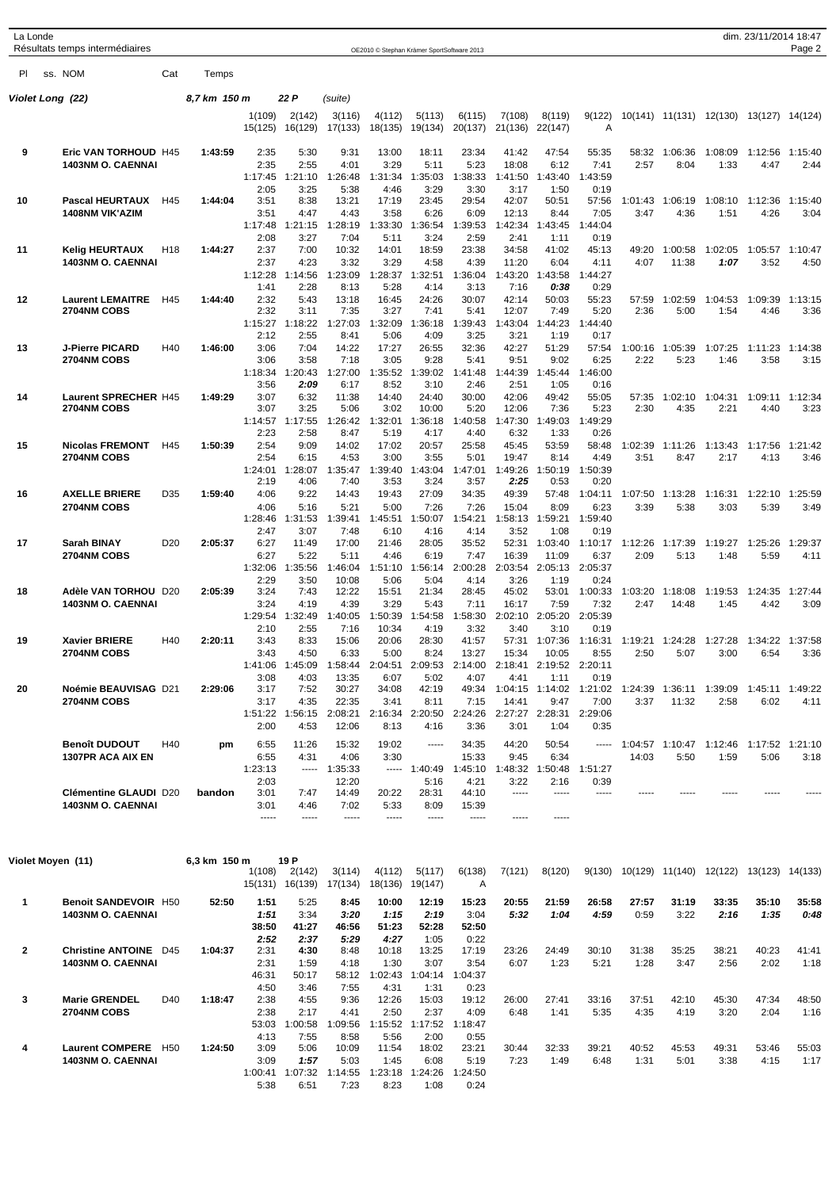## Violet Long (22) — 8,7 km 150 m — 22 P (suite)

| Pl | ss. NOM | Cat | Temps | 1(109) | 2(142) | 3(116) | 4(112) | 5(113) | 6(115) | 7(108) | 8(119) | 9(122) | 10(141) | 11(131) | 12(130) | 13(127) | 14(124) |
|---|---|---|---|---|---|---|---|---|---|---|---|---|---|---|---|---|---|
| | | | | 15(125) | 16(129) | 17(133) | 18(135) | 19(134) | 20(137) | 21(136) | 22(147) | A | | | | | |
| 9 | **Eric VAN TORHOUD** | H45 | **1:43:59** | 2:35 | 5:30 | 9:31 | 13:00 | 18:11 | 23:34 | 41:42 | 47:54 | 55:35 | 58:32 | 1:06:36 | 1:08:09 | 1:12:56 | 1:15:40 |
| | **1403NM O. CAENNAI** | | | 2:35 | 2:55 | 4:01 | 3:29 | 5:11 | 5:23 | 18:08 | 6:12 | 7:41 | 2:57 | 8:04 | 1:33 | 4:47 | 2:44 |
| | | | | 1:17:45 | 1:21:10 | 1:26:48 | 1:31:34 | 1:35:03 | 1:38:33 | 1:41:50 | 1:43:40 | 1:43:59 | | | | | |
| | | | | 2:05 | 3:25 | 5:38 | 4:46 | 3:29 | 3:30 | 3:17 | 1:50 | 0:19 | | | | | |
| 10 | **Pascal HEURTAUX** | H45 | **1:44:04** | 3:51 | 8:38 | 13:21 | 17:19 | 23:45 | 29:54 | 42:07 | 50:51 | 57:56 | 1:01:43 | 1:06:19 | 1:08:10 | 1:12:36 | 1:15:40 |
| | **1408NM VIK'AZIM** | | | 3:51 | 4:47 | 4:43 | 3:58 | 6:26 | 6:09 | 12:13 | 8:44 | 7:05 | 3:47 | 4:36 | 1:51 | 4:26 | 3:04 |
| | | | | 1:17:48 | 1:21:15 | 1:28:19 | 1:33:30 | 1:36:54 | 1:39:53 | 1:42:34 | 1:43:45 | 1:44:04 | | | | | |
| | | | | 2:08 | 3:27 | 7:04 | 5:11 | 3:24 | 2:59 | 2:41 | 1:11 | 0:19 | | | | | |
| 11 | **Kelig HEURTAUX** | H18 | **1:44:27** | 2:37 | 7:00 | 10:32 | 14:01 | 18:59 | 23:38 | 34:58 | 41:02 | 45:13 | 49:20 | 1:00:58 | 1:02:05 | 1:05:57 | 1:10:47 |
| | **1403NM O. CAENNAI** | | | 2:37 | 4:23 | 3:32 | 3:29 | 4:58 | 4:39 | 11:20 | 6:04 | 4:11 | 4:07 | 11:38 | ***1:07*** | 3:52 | 4:50 |
| | | | | 1:12:28 | 1:14:56 | 1:23:09 | 1:28:37 | 1:32:51 | 1:36:04 | 1:43:20 | 1:43:58 | 1:44:27 | | | | | |
| | | | | 1:41 | 2:28 | 8:13 | 5:28 | 4:14 | 3:13 | 7:16 | ***0:38*** | 0:29 | | | | | |
| 12 | **Laurent LEMAITRE** | H45 | **1:44:40** | 2:32 | 5:43 | 13:18 | 16:45 | 24:26 | 30:07 | 42:14 | 50:03 | 55:23 | 57:59 | 1:02:59 | 1:04:53 | 1:09:39 | 1:13:15 |
| | **2704NM COBS** | | | 2:32 | 3:11 | 7:35 | 3:27 | 7:41 | 5:41 | 12:07 | 7:49 | 5:20 | 2:36 | 5:00 | 1:54 | 4:46 | 3:36 |
| | | | | 1:15:27 | 1:18:22 | 1:27:03 | 1:32:09 | 1:36:18 | 1:39:43 | 1:43:04 | 1:44:23 | 1:44:40 | | | | | |
| | | | | 2:12 | 2:55 | 8:41 | 5:06 | 4:09 | 3:25 | 3:21 | 1:19 | 0:17 | | | | | |
| 13 | **J-Pierre PICARD** | H40 | **1:46:00** | 3:06 | 7:04 | 14:22 | 17:27 | 26:55 | 32:36 | 42:27 | 51:29 | 57:54 | 1:00:16 | 1:05:39 | 1:07:25 | 1:11:23 | 1:14:38 |
| | **2704NM COBS** | | | 3:06 | 3:58 | 7:18 | 3:05 | 9:28 | 5:41 | 9:51 | 9:02 | 6:25 | 2:22 | 5:23 | 1:46 | 3:58 | 3:15 |
| | | | | 1:18:34 | 1:20:43 | 1:27:00 | 1:35:52 | 1:39:02 | 1:41:48 | 1:44:39 | 1:45:44 | 1:46:00 | | | | | |
| | | | | 3:56 | ***2:09*** | 6:17 | 8:52 | 3:10 | 2:46 | 2:51 | 1:05 | 0:16 | | | | | |
| 14 | **Laurent SPRECHER** | H45 | **1:49:29** | 3:07 | 6:32 | 11:38 | 14:40 | 24:40 | 30:00 | 42:06 | 49:42 | 55:05 | 57:35 | 1:02:10 | 1:04:31 | 1:09:11 | 1:12:34 |
| | **2704NM COBS** | | | 3:07 | 3:25 | 5:06 | 3:02 | 10:00 | 5:20 | 12:06 | 7:36 | 5:23 | 2:30 | 4:35 | 2:21 | 4:40 | 3:23 |
| | | | | 1:14:57 | 1:17:55 | 1:26:42 | 1:32:01 | 1:36:18 | 1:40:58 | 1:47:30 | 1:49:03 | 1:49:29 | | | | | |
| | | | | 2:23 | 2:58 | 8:47 | 5:19 | 4:17 | 4:40 | 6:32 | 1:33 | 0:26 | | | | | |
| 15 | **Nicolas FREMONT** | H45 | **1:50:39** | 2:54 | 9:09 | 14:02 | 17:02 | 20:57 | 25:58 | 45:45 | 53:59 | 58:48 | 1:02:39 | 1:11:26 | 1:13:43 | 1:17:56 | 1:21:42 |
| | **2704NM COBS** | | | 2:54 | 6:15 | 4:53 | 3:00 | 3:55 | 5:01 | 19:47 | 8:14 | 4:49 | 3:51 | 8:47 | 2:17 | 4:13 | 3:46 |
| | | | | 1:24:01 | 1:28:07 | 1:35:47 | 1:39:40 | 1:43:04 | 1:47:01 | 1:49:26 | 1:50:19 | 1:50:39 | | | | | |
| | | | | 2:19 | 4:06 | 7:40 | 3:53 | 3:24 | 3:57 | ***2:25*** | 0:53 | 0:20 | | | | | |
| 16 | **AXELLE BRIERE** | D35 | **1:59:40** | 4:06 | 9:22 | 14:43 | 19:43 | 27:09 | 34:35 | 49:39 | 57:48 | 1:04:11 | 1:07:50 | 1:13:28 | 1:16:31 | 1:22:10 | 1:25:59 |
| | **2704NM COBS** | | | 4:06 | 5:16 | 5:21 | 5:00 | 7:26 | 7:26 | 15:04 | 8:09 | 6:23 | 3:39 | 5:38 | 3:03 | 5:39 | 3:49 |
| | | | | 1:28:46 | 1:31:53 | 1:39:41 | 1:45:51 | 1:50:07 | 1:54:21 | 1:58:13 | 1:59:21 | 1:59:40 | | | | | |
| | | | | 2:47 | 3:07 | 7:48 | 6:10 | 4:16 | 4:14 | 3:52 | 1:08 | 0:19 | | | | | |
| 17 | **Sarah BINAY** | D20 | **2:05:37** | 6:27 | 11:49 | 17:00 | 21:46 | 28:05 | 35:52 | 52:31 | 1:03:40 | 1:10:17 | 1:12:26 | 1:17:39 | 1:19:27 | 1:25:26 | 1:29:37 |
| | **2704NM COBS** | | | 6:27 | 5:22 | 5:11 | 4:46 | 6:19 | 7:47 | 16:39 | 11:09 | 6:37 | 2:09 | 5:13 | 1:48 | 5:59 | 4:11 |
| | | | | 1:32:06 | 1:35:56 | 1:46:04 | 1:51:10 | 1:56:14 | 2:00:28 | 2:03:54 | 2:05:13 | 2:05:37 | | | | | |
| | | | | 2:29 | 3:50 | 10:08 | 5:06 | 5:04 | 4:14 | 3:26 | 1:19 | 0:24 | | | | | |
| 18 | **Adèle VAN TORHOU** | D20 | **2:05:39** | 3:24 | 7:43 | 12:22 | 15:51 | 21:34 | 28:45 | 45:02 | 53:01 | 1:00:33 | 1:03:20 | 1:18:08 | 1:19:53 | 1:24:35 | 1:27:44 |
| | **1403NM O. CAENNAI** | | | 3:24 | 4:19 | 4:39 | 3:29 | 5:43 | 7:11 | 16:17 | 7:59 | 7:32 | 2:47 | 14:48 | 1:45 | 4:42 | 3:09 |
| | | | | 1:29:54 | 1:32:49 | 1:40:05 | 1:50:39 | 1:54:58 | 1:58:30 | 2:02:10 | 2:05:20 | 2:05:39 | | | | | |
| | | | | 2:10 | 2:55 | 7:16 | 10:34 | 4:19 | 3:32 | 3:40 | 3:10 | 0:19 | | | | | |
| 19 | **Xavier BRIERE** | H40 | **2:20:11** | 3:43 | 8:33 | 15:06 | 20:06 | 28:30 | 41:57 | 57:31 | 1:07:36 | 1:16:31 | 1:19:21 | 1:24:28 | 1:27:28 | 1:34:22 | 1:37:58 |
| | **2704NM COBS** | | | 3:43 | 4:50 | 6:33 | 5:00 | 8:24 | 13:27 | 15:34 | 10:05 | 8:55 | 2:50 | 5:07 | 3:00 | 6:54 | 3:36 |
| | | | | 1:41:06 | 1:45:09 | 1:58:44 | 2:04:51 | 2:09:53 | 2:14:00 | 2:18:41 | 2:19:52 | 2:20:11 | | | | | |
| | | | | 3:08 | 4:03 | 13:35 | 6:07 | 5:02 | 4:07 | 4:41 | 1:11 | 0:19 | | | | | |
| 20 | **Noémie BEAUVISAG** | D21 | **2:29:06** | 3:17 | 7:52 | 30:27 | 34:08 | 42:19 | 49:34 | 1:04:15 | 1:14:02 | 1:21:02 | 1:24:39 | 1:36:11 | 1:39:09 | 1:45:11 | 1:49:22 |
| | **2704NM COBS** | | | 3:17 | 4:35 | 22:35 | 3:41 | 8:11 | 7:15 | 14:41 | 9:47 | 7:00 | 3:37 | 11:32 | 2:58 | 6:02 | 4:11 |
| | | | | 1:51:22 | 1:56:15 | 2:08:21 | 2:16:34 | 2:20:50 | 2:24:26 | 2:27:27 | 2:28:31 | 2:29:06 | | | | | |
| | | | | 2:00 | 4:53 | 12:06 | 8:13 | 4:16 | 3:36 | 3:01 | 1:04 | 0:35 | | | | | |
| | **Benoît DUDOUT** | H40 | **pm** | 6:55 | 11:26 | 15:32 | 19:02 | ----- | 34:35 | 44:20 | 50:54 | ----- | 1:04:57 | 1:10:47 | 1:12:46 | 1:17:52 | 1:21:10 |
| | **1307PR ACA AIX EN** | | | 6:55 | 4:31 | 4:06 | 3:30 | | 15:33 | 9:45 | 6:34 | | 14:03 | 5:50 | 1:59 | 5:06 | 3:18 |
| | | | | 1:23:13 | ----- | 1:35:33 | ----- | 1:40:49 | 1:45:10 | 1:48:32 | 1:50:48 | 1:51:27 | | | | | |
| | | | | 2:03 | | 12:20 | | 5:16 | 4:21 | 3:22 | 2:16 | 0:39 | | | | | |
| | **Clémentine GLAUDI** | D20 | **bandon** | 3:01 | 7:47 | 14:49 | 20:22 | 28:31 | 44:10 | ----- | ----- | ----- | ----- | ----- | ----- | ----- | ----- |
| | **1403NM O. CAENNAI** | | | 3:01 | 4:46 | 7:02 | 5:33 | 8:09 | 15:39 | | | | | | | | |
| | | | | ----- | ----- | ----- | ----- | ----- | ----- | ----- | ----- | | | | | | |

## Violet Moyen (11) — 6,3 km 150 m — 19 P

| Pl | ss. NOM | Cat | Temps | 1(108) | 2(142) | 3(114) | 4(112) | 5(117) | 6(138) | 7(121) | 8(120) | 9(130) | 10(129) | 11(140) | 12(122) | 13(123) | 14(133) |
|---|---|---|---|---|---|---|---|---|---|---|---|---|---|---|---|---|---|
| | | | | 15(131) | 16(139) | 17(134) | 18(136) | 19(147) | A | | | | | | | | |
| 1 | **Benoit SANDEVOIR** | H50 | **52:50** | **1:51** | 5:25 | **8:45** | **10:00** | **12:19** | **15:23** | **20:55** | **21:59** | **26:58** | 27:57 | 31:19 | **33:35** | **35:10** | **35:58** |
| | **1403NM O. CAENNAI** | | | ***1:51*** | 3:34 | ***3:20*** | ***1:15*** | ***2:19*** | 3:04 | ***5:32*** | ***1:04*** | ***4:59*** | 0:59 | 3:22 | ***2:16*** | ***1:35*** | ***0:48*** |
| | | | | **38:50** | **41:27** | **46:56** | **51:23** | **52:28** | **52:50** | | | | | | | | |
| | | | | ***2:52*** | ***2:37*** | ***5:29*** | ***4:27*** | 1:05 | 0:22 | | | | | | | | |
| 2 | **Christine ANTOINE** | D45 | **1:04:37** | 2:31 | **4:30** | 8:48 | 10:18 | 13:25 | 17:19 | 23:26 | 24:49 | 30:10 | 31:38 | 35:25 | 38:21 | 40:23 | 41:41 |
| | **1403NM O. CAENNAI** | | | 2:31 | 1:59 | 4:18 | 1:30 | 3:07 | 3:54 | 6:07 | 1:23 | 5:21 | 1:28 | 3:47 | 2:56 | 2:02 | 1:18 |
| | | | | 46:31 | 50:17 | 58:12 | 1:02:43 | 1:04:14 | 1:04:37 | | | | | | | | |
| | | | | 4:50 | 3:46 | 7:55 | 4:31 | 1:31 | 0:23 | | | | | | | | |
| 3 | **Marie GRENDEL** | D40 | **1:18:47** | 2:38 | 4:55 | 9:36 | 12:26 | 15:03 | 19:12 | 26:00 | 27:41 | 33:16 | 37:51 | 42:10 | 45:30 | 47:34 | 48:50 |
| | **2704NM COBS** | | | 2:38 | 2:17 | 4:41 | 2:50 | 2:37 | 4:09 | 6:48 | 1:41 | 5:35 | 4:35 | 4:19 | 3:20 | 2:04 | 1:16 |
| | | | | 53:03 | 1:00:58 | 1:09:56 | 1:15:52 | 1:17:52 | 1:18:47 | | | | | | | | |
| | | | | 4:13 | 7:55 | 8:58 | 5:56 | 2:00 | 0:55 | | | | | | | | |
| 4 | **Laurent COMPERE** | H50 | **1:24:50** | 3:09 | 5:06 | 10:09 | 11:54 | 18:02 | 23:21 | 30:44 | 32:33 | 39:21 | 40:52 | 45:53 | 49:31 | 53:46 | 55:03 |
| | **1403NM O. CAENNAI** | | | 3:09 | ***1:57*** | 5:03 | 1:45 | 6:08 | 5:19 | 7:23 | 1:49 | 6:48 | 1:31 | 5:01 | 3:38 | 4:15 | 1:17 |
| | | | | 1:00:41 | 1:07:32 | 1:14:55 | 1:23:18 | 1:24:26 | 1:24:50 | | | | | | | | |
| | | | | 5:38 | 6:51 | 7:23 | 8:23 | 1:08 | 0:24 | | | | | | | | |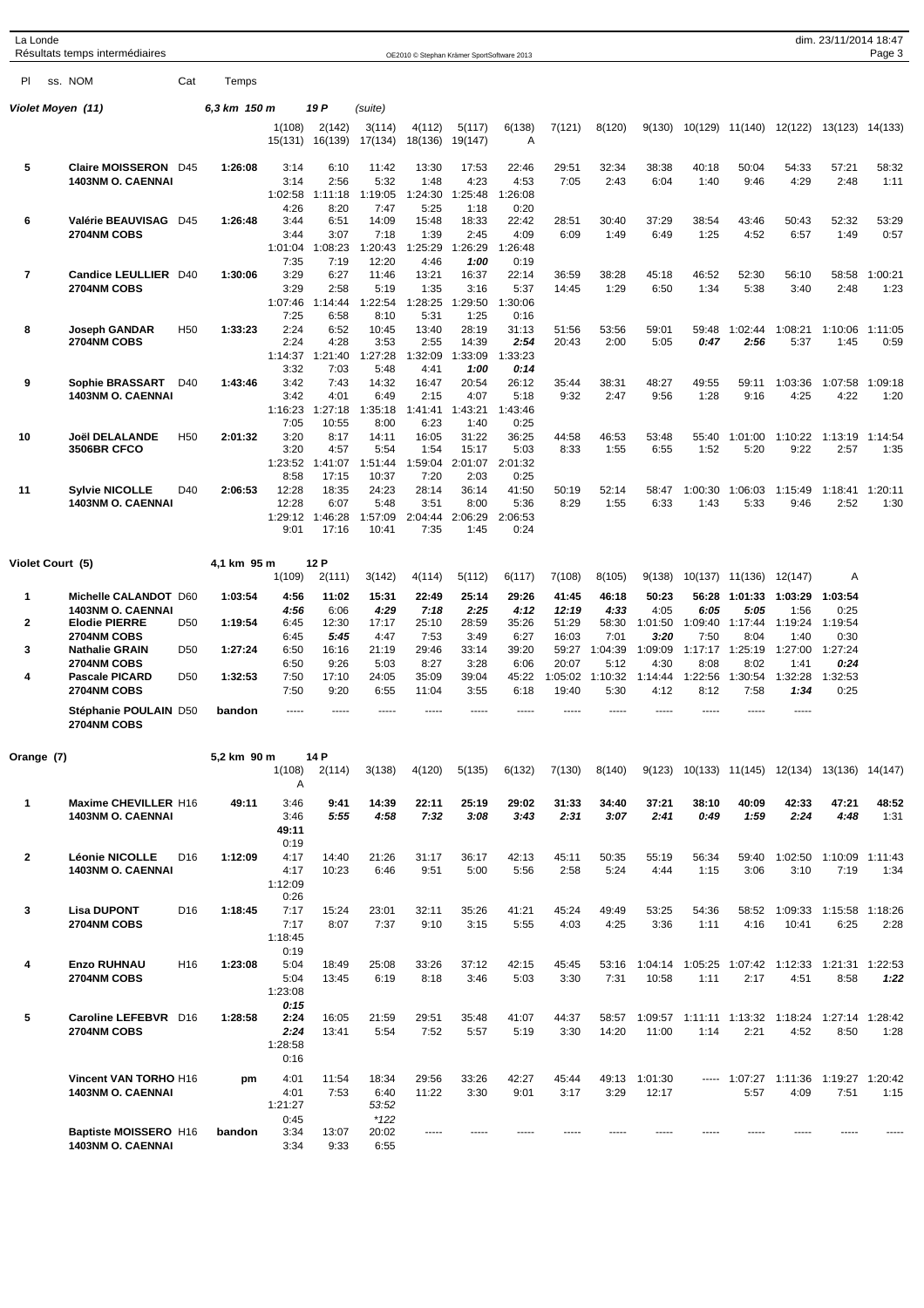## Violet Moyen (11) — 6,3 km 150 m — 19 P (suite)

| Pl | ss. NOM | Cat | Temps | 1(108) | 2(142) | 3(114) | 4(112) | 5(117) | 6(138) | 7(121) | 8(120) | 9(130) | 10(129) | 11(140) | 12(122) | 13(123) | 14(133) |
|---|---|---|---|---|---|---|---|---|---|---|---|---|---|---|---|---|---|
| | | | | 15(131) | 16(139) | 17(134) | 18(136) | 19(147) | A | | | | | | | | |
| 5 | Claire MOISSERON 1403NM O. CAENNAI | D45 | 1:26:08 | 3:14 | 6:10 | 11:42 | 13:30 | 17:53 | 22:46 | 29:51 | 32:34 | 38:38 | 40:18 | 50:04 | 54:33 | 57:21 | 58:32 |
| | | | | 3:14 | 2:56 | 5:32 | 1:48 | 4:23 | 4:53 | 7:05 | 2:43 | 6:04 | 1:40 | 9:46 | 4:29 | 2:48 | 1:11 |
| | | | | 1:02:58 | 1:11:18 | 1:19:05 | 1:24:30 | 1:25:48 | 1:26:08 | | | | | | | | |
| | | | | 4:26 | 8:20 | 7:47 | 5:25 | 1:18 | 0:20 | | | | | | | | |
| 6 | Valérie BEAUVISAG 2704NM COBS | D45 | 1:26:48 | 3:44 | 6:51 | 14:09 | 15:48 | 18:33 | 22:42 | 28:51 | 30:40 | 37:29 | 38:54 | 43:46 | 50:43 | 52:32 | 53:29 |
| | | | | 3:44 | 3:07 | 7:18 | 1:39 | 2:45 | 4:09 | 6:09 | 1:49 | 6:49 | 1:25 | 4:52 | 6:57 | 1:49 | 0:57 |
| | | | | 1:01:04 | 1:08:23 | 1:20:43 | 1:25:29 | 1:26:29 | 1:26:48 | | | | | | | | |
| | | | | 7:35 | 7:19 | 12:20 | 4:46 | *1:00* | 0:19 | | | | | | | | |
| 7 | Candice LEULLIER 2704NM COBS | D40 | 1:30:06 | 3:29 | 6:27 | 11:46 | 13:21 | 16:37 | 22:14 | 36:59 | 38:28 | 45:18 | 46:52 | 52:30 | 56:10 | 58:58 | 1:00:21 |
| | | | | 3:29 | 2:58 | 5:19 | 1:35 | 3:16 | 5:37 | 14:45 | 1:29 | 6:50 | 1:34 | 5:38 | 3:40 | 2:48 | 1:23 |
| | | | | 1:07:46 | 1:14:44 | 1:22:54 | 1:28:25 | 1:29:50 | 1:30:06 | | | | | | | | |
| | | | | 7:25 | 6:58 | 8:10 | 5:31 | 1:25 | 0:16 | | | | | | | | |
| 8 | Joseph GANDAR 2704NM COBS | H50 | 1:33:23 | 2:24 | 6:52 | 10:45 | 13:40 | 28:19 | 31:13 | 51:56 | 53:56 | 59:01 | 59:48 | 1:02:44 | 1:08:21 | 1:10:06 | 1:11:05 |
| | | | | 2:24 | 4:28 | 3:53 | 2:55 | 14:39 | *2:54* | 20:43 | 2:00 | 5:05 | *0:47* | *2:56* | 5:37 | 1:45 | 0:59 |
| | | | | 1:14:37 | 1:21:40 | 1:27:28 | 1:32:09 | 1:33:09 | 1:33:23 | | | | | | | | |
| | | | | 3:32 | 7:03 | 5:48 | 4:41 | *1:00* | *0:14* | | | | | | | | |
| 9 | Sophie BRASSART 1403NM O. CAENNAI | D40 | 1:43:46 | 3:42 | 7:43 | 14:32 | 16:47 | 20:54 | 26:12 | 35:44 | 38:31 | 48:27 | 49:55 | 59:11 | 1:03:36 | 1:07:58 | 1:09:18 |
| | | | | 3:42 | 4:01 | 6:49 | 2:15 | 4:07 | 5:18 | 9:32 | 2:47 | 9:56 | 1:28 | 9:16 | 4:25 | 4:22 | 1:20 |
| | | | | 1:16:23 | 1:27:18 | 1:35:18 | 1:41:41 | 1:43:21 | 1:43:46 | | | | | | | | |
| | | | | 7:05 | 10:55 | 8:00 | 6:23 | 1:40 | 0:25 | | | | | | | | |
| 10 | Joël DELALANDE 3506BR CFCO | H50 | 2:01:32 | 3:20 | 8:17 | 14:11 | 16:05 | 31:22 | 36:25 | 44:58 | 46:53 | 53:48 | 55:40 | 1:01:00 | 1:10:22 | 1:13:19 | 1:14:54 |
| | | | | 3:20 | 4:57 | 5:54 | 1:54 | 15:17 | 5:03 | 8:33 | 1:55 | 6:55 | 1:52 | 5:20 | 9:22 | 2:57 | 1:35 |
| | | | | 1:23:52 | 1:41:07 | 1:51:44 | 1:59:04 | 2:01:07 | 2:01:32 | | | | | | | | |
| | | | | 8:58 | 17:15 | 10:37 | 7:20 | 2:03 | 0:25 | | | | | | | | |
| 11 | Sylvie NICOLLE 1403NM O. CAENNAI | D40 | 2:06:53 | 12:28 | 18:35 | 24:23 | 28:14 | 36:14 | 41:50 | 50:19 | 52:14 | 58:47 | 1:00:30 | 1:06:03 | 1:15:49 | 1:18:41 | 1:20:11 |
| | | | | 12:28 | 6:07 | 5:48 | 3:51 | 8:00 | 5:36 | 8:29 | 1:55 | 6:33 | 1:43 | 5:33 | 9:46 | 2:52 | 1:30 |
| | | | | 1:29:12 | 1:46:28 | 1:57:09 | 2:04:44 | 2:06:29 | 2:06:53 | | | | | | | | |
| | | | | 9:01 | 17:16 | 10:41 | 7:35 | 1:45 | 0:24 | | | | | | | | |

## Violet Court (5) — 4,1 km 95 m — 12 P

| Pl | ss. NOM | Cat | Temps | 1(109) | 2(111) | 3(142) | 4(114) | 5(112) | 6(117) | 7(108) | 8(105) | 9(138) | 10(137) | 11(136) | 12(147) | A |
|---|---|---|---|---|---|---|---|---|---|---|---|---|---|---|---|---|
| 1 | Michelle CALANDOT 1403NM O. CAENNAI | D60 | 1:03:54 | **4:56** | **11:02** | **15:31** | **22:49** | **25:14** | **29:26** | **41:45** | **46:18** | **50:23** | **56:28** | **1:01:33** | **1:03:29** | **1:03:54** |
| | | | | *4:56* | 6:06 | *4:29* | *7:18* | *2:25* | *4:12* | *12:19* | *4:33* | 4:05 | *6:05* | *5:05* | 1:56 | 0:25 |
| 2 | Elodie PIERRE 2704NM COBS | D50 | 1:19:54 | 6:45 | 12:30 | 17:17 | 25:10 | 28:59 | 35:26 | 51:29 | 58:30 | 1:01:50 | 1:09:40 | 1:17:44 | 1:19:24 | 1:19:54 |
| | | | | 6:45 | *5:45* | 4:47 | 7:53 | 3:49 | 6:27 | 16:03 | 7:01 | *3:20* | 7:50 | 8:04 | 1:40 | 0:30 |
| 3 | Nathalie GRAIN 2704NM COBS | D50 | 1:27:24 | 6:50 | 16:16 | 21:19 | 29:46 | 33:14 | 39:20 | 59:27 | 1:04:39 | 1:09:09 | 1:17:17 | 1:25:19 | 1:27:00 | 1:27:24 |
| | | | | 6:50 | 9:26 | 5:03 | 8:27 | 3:28 | 6:06 | 20:07 | 5:12 | 4:30 | 8:08 | 8:02 | 1:41 | *0:24* |
| 4 | Pascale PICARD 2704NM COBS | D50 | 1:32:53 | 7:50 | 17:10 | 24:05 | 35:09 | 39:04 | 45:22 | 1:05:02 | 1:10:32 | 1:14:44 | 1:22:56 | 1:30:54 | 1:32:28 | 1:32:53 |
| | | | | 7:50 | 9:20 | 6:55 | 11:04 | 3:55 | 6:18 | 19:40 | 5:30 | 4:12 | 8:12 | 7:58 | *1:34* | 0:25 |
| | Stéphanie POULAIN 2704NM COBS | D50 | bandon | ----- | ----- | ----- | ----- | ----- | ----- | ----- | ----- | ----- | ----- | ----- | ----- | |

## Orange (7) — 5,2 km 90 m — 14 P

| Pl | ss. NOM | Cat | Temps | 1(108) | 2(114) | 3(138) | 4(120) | 5(135) | 6(132) | 7(130) | 8(140) | 9(123) | 10(133) | 11(145) | 12(134) | 13(136) | 14(147) |
|---|---|---|---|---|---|---|---|---|---|---|---|---|---|---|---|---|---|
| | | | | A | | | | | | | | | | | | | |
| 1 | Maxime CHEVILLER 1403NM O. CAENNAI | H16 | 49:11 | 3:46 | **9:41** | **14:39** | **22:11** | **25:19** | **29:02** | **31:33** | **34:40** | **37:21** | **38:10** | **40:09** | **42:33** | **47:21** | **48:52** |
| | | | | 3:46 | *5:55* | *4:58* | *7:32* | *3:08* | *3:43* | *2:31* | *3:07* | *2:41* | *0:49* | *1:59* | *2:24* | *4:48* | 1:31 |
| | | | | **49:11** | | | | | | | | | | | | | |
| | | | | 0:19 | | | | | | | | | | | | | |
| 2 | Léonie NICOLLE 1403NM O. CAENNAI | D16 | 1:12:09 | 4:17 | 14:40 | 21:26 | 31:17 | 36:17 | 42:13 | 45:11 | 50:35 | 55:19 | 56:34 | 59:40 | 1:02:50 | 1:10:09 | 1:11:43 |
| | | | | 4:17 | 10:23 | 6:46 | 9:51 | 5:00 | 5:56 | 2:58 | 5:24 | 4:44 | 1:15 | 3:06 | 3:10 | 7:19 | 1:34 |
| | | | | 1:12:09 | | | | | | | | | | | | | |
| | | | | 0:26 | | | | | | | | | | | | | |
| 3 | Lisa DUPONT 2704NM COBS | D16 | 1:18:45 | 7:17 | 15:24 | 23:01 | 32:11 | 35:26 | 41:21 | 45:24 | 49:49 | 53:25 | 54:36 | 58:52 | 1:09:33 | 1:15:58 | 1:18:26 |
| | | | | 7:17 | 8:07 | 7:37 | 9:10 | 3:15 | 5:55 | 4:03 | 4:25 | 3:36 | 1:11 | 4:16 | 10:41 | 6:25 | 2:28 |
| | | | | 1:18:45 | | | | | | | | | | | | | |
| | | | | 0:19 | | | | | | | | | | | | | |
| 4 | Enzo RUHNAU 2704NM COBS | H16 | 1:23:08 | 5:04 | 18:49 | 25:08 | 33:26 | 37:12 | 42:15 | 45:45 | 53:16 | 1:04:14 | 1:05:25 | 1:07:42 | 1:12:33 | 1:21:31 | 1:22:53 |
| | | | | 5:04 | 13:45 | 6:19 | 8:18 | 3:46 | 5:03 | 3:30 | 7:31 | 10:58 | 1:11 | 2:17 | 4:51 | 8:58 | *1:22* |
| | | | | 1:23:08 | | | | | | | | | | | | | |
| | | | | *0:15* | | | | | | | | | | | | | |
| 5 | Caroline LEFEBVR 2704NM COBS | D16 | 1:28:58 | 2:24 | 16:05 | 21:59 | 29:51 | 35:48 | 41:07 | 44:37 | 58:57 | 1:09:57 | 1:11:11 | 1:13:32 | 1:18:24 | 1:27:14 | 1:28:42 |
| | | | | *2:24* | 13:41 | 5:54 | 7:52 | 5:57 | 5:19 | 3:30 | 14:20 | 11:00 | 1:14 | 2:21 | 4:52 | 8:50 | 1:28 |
| | | | | 1:28:58 | | | | | | | | | | | | | |
| | | | | 0:16 | | | | | | | | | | | | | |
| | Vincent VAN TORHO 1403NM O. CAENNAI | H16 | pm | 4:01 | 11:54 | 18:34 | 29:56 | 33:26 | 42:27 | 45:44 | 49:13 | 1:01:30 | ----- | 1:07:27 | 1:11:36 | 1:19:27 | 1:20:42 |
| | | | | 4:01 | 7:53 | 6:40 | 11:22 | 3:30 | 9:01 | 3:17 | 3:29 | 12:17 | | 5:57 | 4:09 | 7:51 | 1:15 |
| | | | | 1:21:27 | | *53:52* | | | | | | | | | | | |
| | | | | 0:45 | | *\*122* | | | | | | | | | | | |
| | Baptiste MOISSERO 1403NM O. CAENNAI | H16 | bandon | 3:34 | 13:07 | 20:02 | ----- | ----- | ----- | ----- | ----- | ----- | ----- | ----- | ----- | ----- | ----- |
| | | | | 3:34 | 9:33 | 6:55 | | | | | | | | | | | |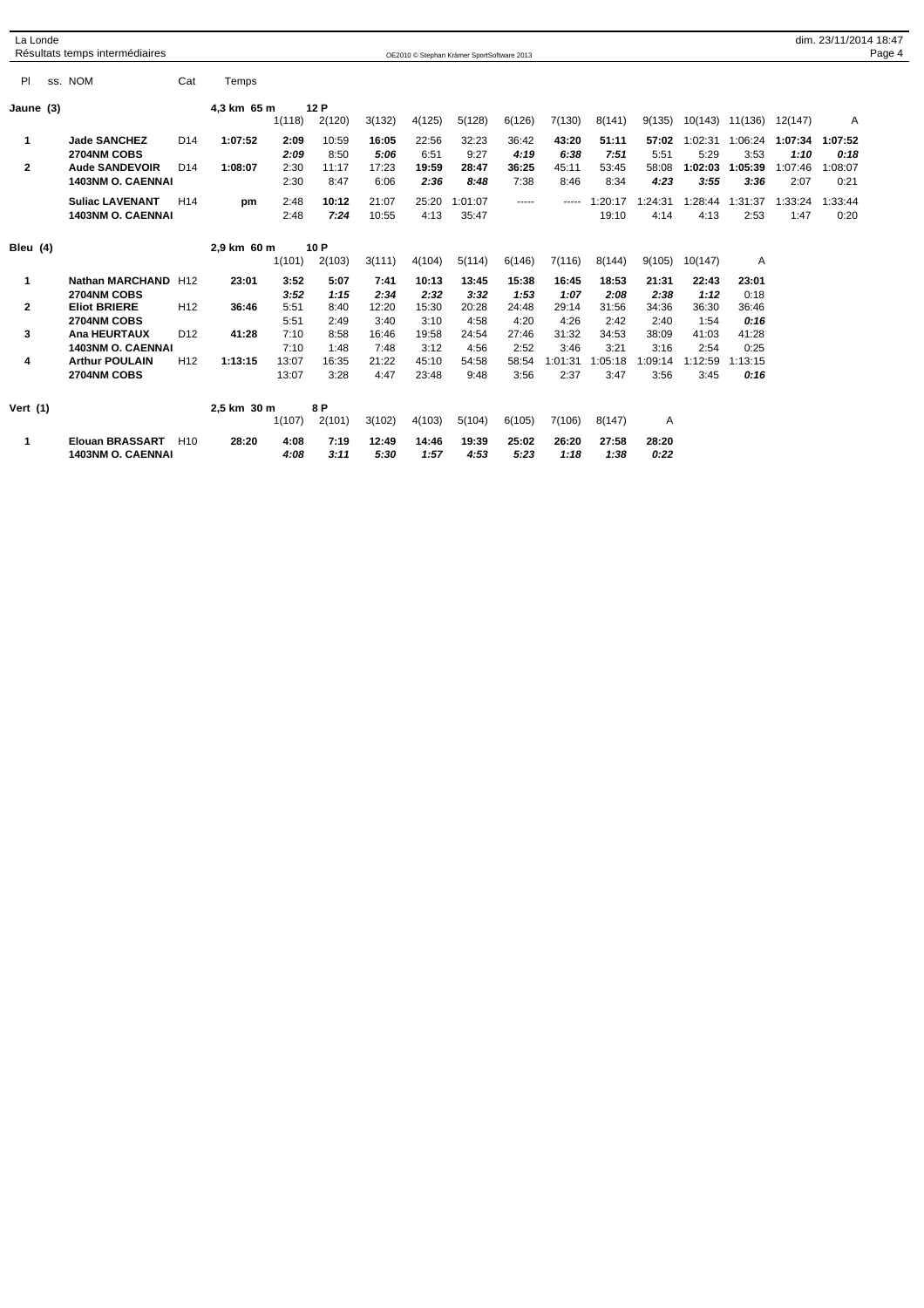La Londe

Résultats temps intermédiaires

OE2010 © Stephan Krämer SportSoftware 2013

dim. 23/11/2014 18:47

| Pl | ss. NOM | Cat | Temps | | | | | | | | | | | | | |
|---|---|---|---|---|---|---|---|---|---|---|---|---|---|---|---|---|
| **Jaune (3)** | | | 4,3 km 65 m | 12 P | | | | | | | | | | | | |
| | | | | 1(118) | 2(120) | 3(132) | 4(125) | 5(128) | 6(126) | 7(130) | 8(141) | 9(135) | 10(143) | 11(136) | 12(147) | A |
| **1** | **Jade SANCHEZ** | D14 | **1:07:52** | **2:09** | 10:59 | **16:05** | 22:56 | 32:23 | 36:42 | **43:20** | **51:11** | **57:02** | 1:02:31 | 1:06:24 | **1:07:34** | **1:07:52** |
| | **2704NM COBS** | | | ***2:09*** | 8:50 | ***5:06*** | 6:51 | 9:27 | ***4:19*** | ***6:38*** | ***7:51*** | 5:51 | 5:29 | 3:53 | ***1:10*** | ***0:18*** |
| **2** | **Aude SANDEVOIR** | D14 | **1:08:07** | 2:30 | 11:17 | 17:23 | **19:59** | **28:47** | **36:25** | 45:11 | 53:45 | 58:08 | **1:02:03** | **1:05:39** | 1:07:46 | 1:08:07 |
| | **1403NM O. CAENNAI** | | | 2:30 | 8:47 | 6:06 | ***2:36*** | ***8:48*** | 7:38 | 8:46 | 8:34 | ***4:23*** | ***3:55*** | ***3:36*** | 2:07 | 0:21 |
| | **Suliac LAVENANT** | H14 | **pm** | 2:48 | **10:12** | 21:07 | 25:20 | 1:01:07 | ----- | ----- | 1:20:17 | 1:24:31 | 1:28:44 | 1:31:37 | 1:33:24 | 1:33:44 |
| | **1403NM O. CAENNAI** | | | 2:48 | ***7:24*** | 10:55 | 4:13 | 35:47 | | | 19:10 | 4:14 | 4:13 | 2:53 | 1:47 | 0:20 |

| Pl | ss. NOM | Cat | Temps | | | | | | | | | | | |
|---|---|---|---|---|---|---|---|---|---|---|---|---|---|---|
| **Bleu (4)** | | | 2,9 km 60 m | 10 P | | | | | | | | | | |
| | | | | 1(101) | 2(103) | 3(111) | 4(104) | 5(114) | 6(146) | 7(116) | 8(144) | 9(105) | 10(147) | A |
| **1** | **Nathan MARCHAND** | H12 | **23:01** | **3:52** | **5:07** | **7:41** | **10:13** | **13:45** | **15:38** | **16:45** | **18:53** | **21:31** | **22:43** | **23:01** |
| | **2704NM COBS** | | | ***3:52*** | ***1:15*** | ***2:34*** | ***2:32*** | ***3:32*** | ***1:53*** | ***1:07*** | ***2:08*** | ***2:38*** | ***1:12*** | 0:18 |
| **2** | **Eliot BRIERE** | H12 | **36:46** | 5:51 | 8:40 | 12:20 | 15:30 | 20:28 | 24:48 | 29:14 | 31:56 | 34:36 | 36:30 | 36:46 |
| | **2704NM COBS** | | | 5:51 | 2:49 | 3:40 | 3:10 | 4:58 | 4:20 | 4:26 | 2:42 | 2:40 | 1:54 | ***0:16*** |
| **3** | **Ana HEURTAUX** | D12 | **41:28** | 7:10 | 8:58 | 16:46 | 19:58 | 24:54 | 27:46 | 31:32 | 34:53 | 38:09 | 41:03 | 41:28 |
| | **1403NM O. CAENNAI** | | | 7:10 | 1:48 | 7:48 | 3:12 | 4:56 | 2:52 | 3:46 | 3:21 | 3:16 | 2:54 | 0:25 |
| **4** | **Arthur POULAIN** | H12 | **1:13:15** | 13:07 | 16:35 | 21:22 | 45:10 | 54:58 | 58:54 | 1:01:31 | 1:05:18 | 1:09:14 | 1:12:59 | 1:13:15 |
| | **2704NM COBS** | | | 13:07 | 3:28 | 4:47 | 23:48 | 9:48 | 3:56 | 2:37 | 3:47 | 3:56 | 3:45 | ***0:16*** |

| Pl | ss. NOM | Cat | Temps | | | | | | | | | |
|---|---|---|---|---|---|---|---|---|---|---|---|---|
| **Vert (1)** | | | 2,5 km 30 m | 8 P | | | | | | | | |
| | | | | 1(107) | 2(101) | 3(102) | 4(103) | 5(104) | 6(105) | 7(106) | 8(147) | A |
| **1** | **Elouan BRASSART** | H10 | **28:20** | **4:08** | **7:19** | **12:49** | **14:46** | **19:39** | **25:02** | **26:20** | **27:58** | **28:20** |
| | **1403NM O. CAENNAI** | | | ***4:08*** | ***3:11*** | ***5:30*** | ***1:57*** | ***4:53*** | ***5:23*** | ***1:18*** | ***1:38*** | ***0:22*** |